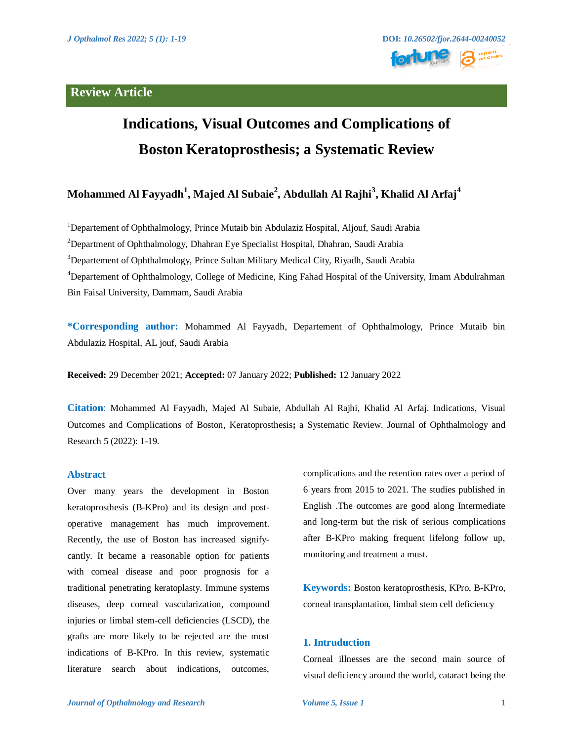Review Article

# Indications, Visual Outcomes and Complications of Boston Keratoprosthesis; a Systematic Review

**Mohammed Al Fayyadh[1], Majed Al Subaie[2], Abdullah Al Rajhi[3], Khalid Al Arfaj[4]**

[1]Departement of Ophthalmology, Prince Mutaib bin Abdulaziz Hospital, Aljouf, Saudi Arabia

[2]Department of Ophthalmology, Dhahran Eye Specialist Hospital, Dhahran, Saudi Arabia

[3]Departement of Ophthalmology, Prince Sultan Military Medical City, Riyadh, Saudi Arabia

[4]Departement of Ophthalmology, College of Medicine, King Fahad Hospital of the University, Imam Abdulrahman Bin Faisal University, Dammam, Saudi Arabia

**\*Corresponding author:** Mohammed Al Fayyadh, Departement of Ophthalmology, Prince Mutaib bin Abdulaziz Hospital, AL jouf, Saudi Arabia

**Received:** 29 December 2021; **Accepted:** 07 January 2022; **Published:** 12 January 2022

**Citation**: Mohammed Al Fayyadh, Majed Al Subaie, Abdullah Al Rajhi, Khalid Al Arfaj. Indications, Visual Outcomes and Complications of Boston, Keratoprosthesis**;** a Systematic Review. Journal of Ophthalmology and Research 5 (2022): 1-19.

## Abstract

Over many years the development in Boston keratoprosthesis (B-KPro) and its design and post-operative management has much improvement. Recently, the use of Boston has increased signify-cantly. It became a reasonable option for patients with corneal disease and poor prognosis for a traditional penetrating keratoplasty. Immune systems diseases, deep corneal vascularization, compound injuries or limbal stem-cell deficiencies (LSCD), the grafts are more likely to be rejected are the most indications of B-KPro. In this review, systematic literature search about indications, outcomes, complications and the retention rates over a period of 6 years from 2015 to 2021. The studies published in English .The outcomes are good along Intermediate and long-term but the risk of serious complications after B-KPro making frequent lifelong follow up, monitoring and treatment a must.

**Keywords:** Boston keratoprosthesis, KPro, B-KPro, corneal transplantation, limbal stem cell deficiency

## 1. Intruduction

Corneal illnesses are the second main source of visual deficiency around the world, cataract being the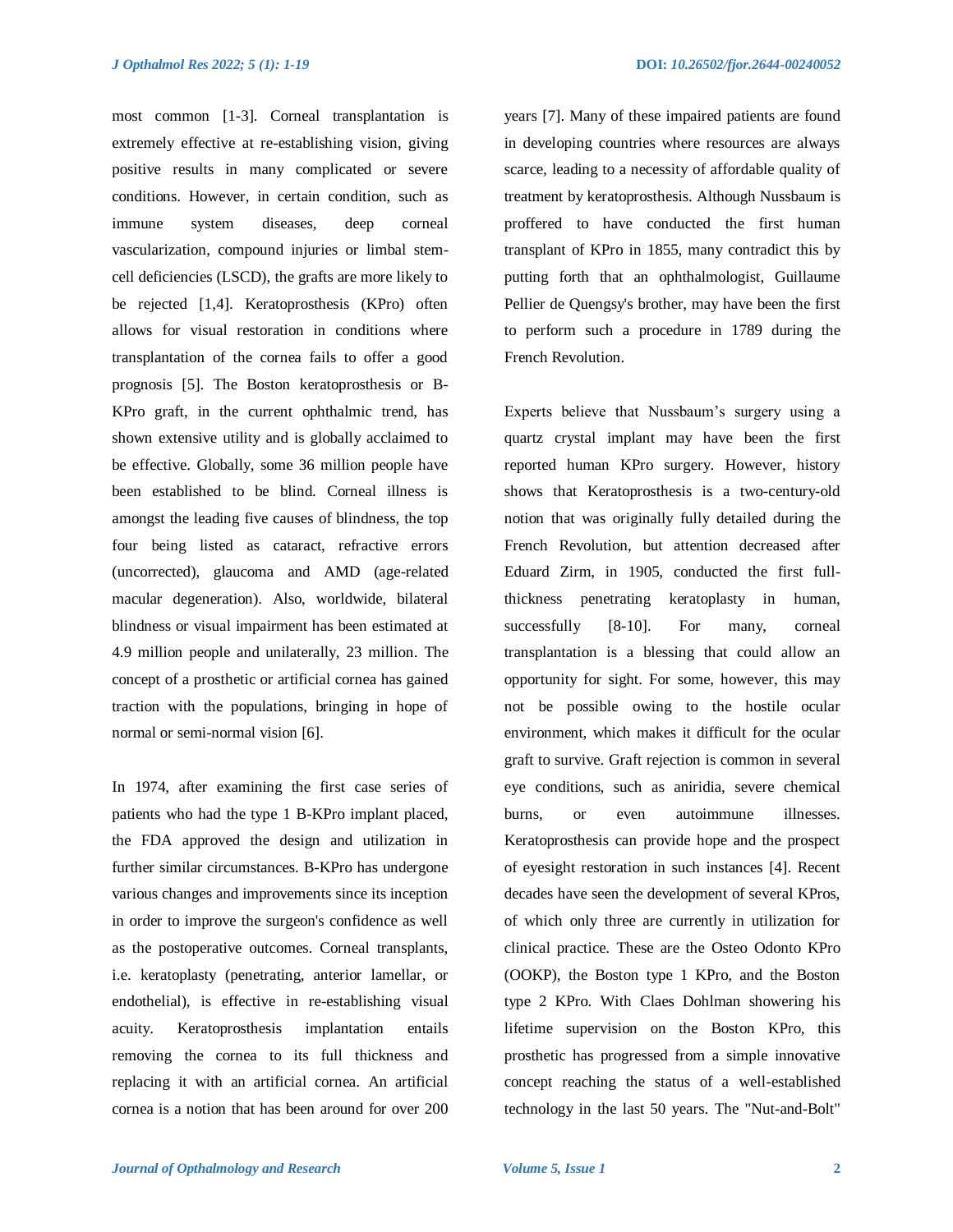most common [1-3]. Corneal transplantation is extremely effective at re-establishing vision, giving positive results in many complicated or severe conditions. However, in certain condition, such as immune system diseases, deep corneal vascularization, compound injuries or limbal stem-cell deficiencies (LSCD), the grafts are more likely to be rejected [1,4]. Keratoprosthesis (KPro) often allows for visual restoration in conditions where transplantation of the cornea fails to offer a good prognosis [5]. The Boston keratoprosthesis or B-KPro graft, in the current ophthalmic trend, has shown extensive utility and is globally acclaimed to be effective. Globally, some 36 million people have been established to be blind. Corneal illness is amongst the leading five causes of blindness, the top four being listed as cataract, refractive errors (uncorrected), glaucoma and AMD (age-related macular degeneration). Also, worldwide, bilateral blindness or visual impairment has been estimated at 4.9 million people and unilaterally, 23 million. The concept of a prosthetic or artificial cornea has gained traction with the populations, bringing in hope of normal or semi-normal vision [6].

In 1974, after examining the first case series of patients who had the type 1 B-KPro implant placed, the FDA approved the design and utilization in further similar circumstances. B-KPro has undergone various changes and improvements since its inception in order to improve the surgeon's confidence as well as the postoperative outcomes. Corneal transplants, i.e. keratoplasty (penetrating, anterior lamellar, or endothelial), is effective in re-establishing visual acuity. Keratoprosthesis implantation entails removing the cornea to its full thickness and replacing it with an artificial cornea. An artificial cornea is a notion that has been around for over 200 years [7]. Many of these impaired patients are found in developing countries where resources are always scarce, leading to a necessity of affordable quality of treatment by keratoprosthesis. Although Nussbaum is proffered to have conducted the first human transplant of KPro in 1855, many contradict this by putting forth that an ophthalmologist, Guillaume Pellier de Quengsy's brother, may have been the first to perform such a procedure in 1789 during the French Revolution.

Experts believe that Nussbaum's surgery using a quartz crystal implant may have been the first reported human KPro surgery. However, history shows that Keratoprosthesis is a two-century-old notion that was originally fully detailed during the French Revolution, but attention decreased after Eduard Zirm, in 1905, conducted the first full-thickness penetrating keratoplasty in human, successfully [8-10]. For many, corneal transplantation is a blessing that could allow an opportunity for sight. For some, however, this may not be possible owing to the hostile ocular environment, which makes it difficult for the ocular graft to survive. Graft rejection is common in several eye conditions, such as aniridia, severe chemical burns, or even autoimmune illnesses. Keratoprosthesis can provide hope and the prospect of eyesight restoration in such instances [4]. Recent decades have seen the development of several KPros, of which only three are currently in utilization for clinical practice. These are the Osteo Odonto KPro (OOKP), the Boston type 1 KPro, and the Boston type 2 KPro. With Claes Dohlman showering his lifetime supervision on the Boston KPro, this prosthetic has progressed from a simple innovative concept reaching the status of a well-established technology in the last 50 years. The "Nut-and-Bolt"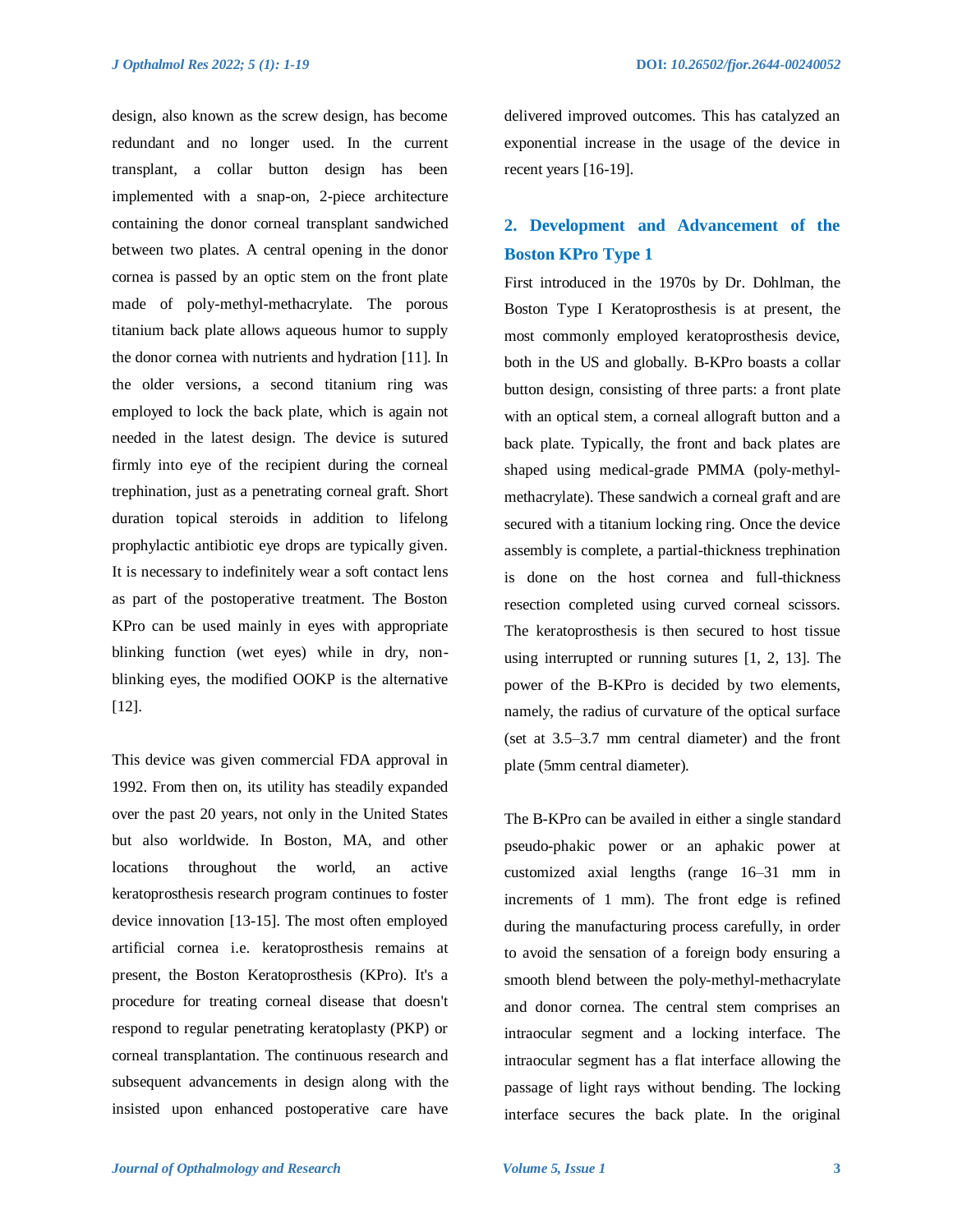design, also known as the screw design, has become redundant and no longer used. In the current transplant, a collar button design has been implemented with a snap-on, 2-piece architecture containing the donor corneal transplant sandwiched between two plates. A central opening in the donor cornea is passed by an optic stem on the front plate made of poly-methyl-methacrylate. The porous titanium back plate allows aqueous humor to supply the donor cornea with nutrients and hydration [11]. In the older versions, a second titanium ring was employed to lock the back plate, which is again not needed in the latest design. The device is sutured firmly into eye of the recipient during the corneal trephination, just as a penetrating corneal graft. Short duration topical steroids in addition to lifelong prophylactic antibiotic eye drops are typically given. It is necessary to indefinitely wear a soft contact lens as part of the postoperative treatment. The Boston KPro can be used mainly in eyes with appropriate blinking function (wet eyes) while in dry, non-blinking eyes, the modified OOKP is the alternative [12].

This device was given commercial FDA approval in 1992. From then on, its utility has steadily expanded over the past 20 years, not only in the United States but also worldwide. In Boston, MA, and other locations throughout the world, an active keratoprosthesis research program continues to foster device innovation [13-15]. The most often employed artificial cornea i.e. keratoprosthesis remains at present, the Boston Keratoprosthesis (KPro). It's a procedure for treating corneal disease that doesn't respond to regular penetrating keratoplasty (PKP) or corneal transplantation. The continuous research and subsequent advancements in design along with the insisted upon enhanced postoperative care have delivered improved outcomes. This has catalyzed an exponential increase in the usage of the device in recent years [16-19].

## 2. Development and Advancement of the Boston KPro Type 1

First introduced in the 1970s by Dr. Dohlman, the Boston Type I Keratoprosthesis is at present, the most commonly employed keratoprosthesis device, both in the US and globally. B-KPro boasts a collar button design, consisting of three parts: a front plate with an optical stem, a corneal allograft button and a back plate. Typically, the front and back plates are shaped using medical-grade PMMA (poly-methyl-methacrylate). These sandwich a corneal graft and are secured with a titanium locking ring. Once the device assembly is complete, a partial-thickness trephination is done on the host cornea and full-thickness resection completed using curved corneal scissors. The keratoprosthesis is then secured to host tissue using interrupted or running sutures [1, 2, 13]. The power of the B-KPro is decided by two elements, namely, the radius of curvature of the optical surface (set at 3.5–3.7 mm central diameter) and the front plate (5mm central diameter).

The B-KPro can be availed in either a single standard pseudo-phakic power or an aphakic power at customized axial lengths (range 16–31 mm in increments of 1 mm). The front edge is refined during the manufacturing process carefully, in order to avoid the sensation of a foreign body ensuring a smooth blend between the poly-methyl-methacrylate and donor cornea. The central stem comprises an intraocular segment and a locking interface. The intraocular segment has a flat interface allowing the passage of light rays without bending. The locking interface secures the back plate. In the original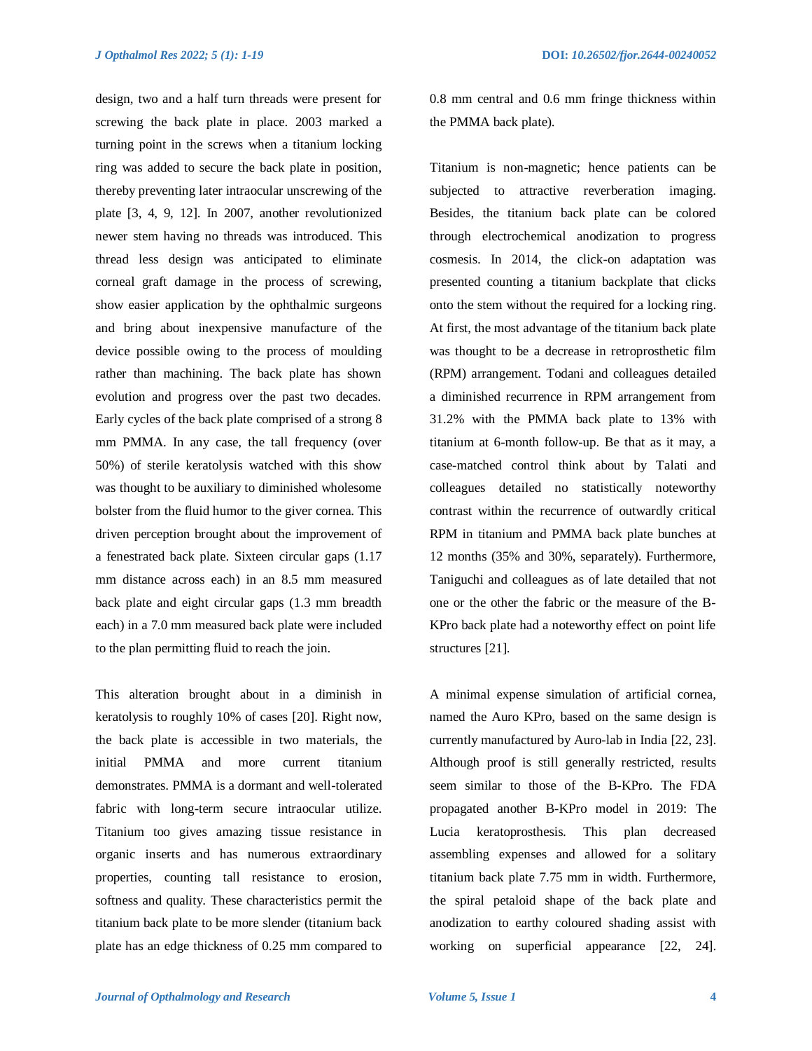design, two and a half turn threads were present for screwing the back plate in place. 2003 marked a turning point in the screws when a titanium locking ring was added to secure the back plate in position, thereby preventing later intraocular unscrewing of the plate [3, 4, 9, 12]. In 2007, another revolutionized newer stem having no threads was introduced. This thread less design was anticipated to eliminate corneal graft damage in the process of screwing, show easier application by the ophthalmic surgeons and bring about inexpensive manufacture of the device possible owing to the process of moulding rather than machining. The back plate has shown evolution and progress over the past two decades. Early cycles of the back plate comprised of a strong 8 mm PMMA. In any case, the tall frequency (over 50%) of sterile keratolysis watched with this show was thought to be auxiliary to diminished wholesome bolster from the fluid humor to the giver cornea. This driven perception brought about the improvement of a fenestrated back plate. Sixteen circular gaps (1.17 mm distance across each) in an 8.5 mm measured back plate and eight circular gaps (1.3 mm breadth each) in a 7.0 mm measured back plate were included to the plan permitting fluid to reach the join.

This alteration brought about in a diminish in keratolysis to roughly 10% of cases [20]. Right now, the back plate is accessible in two materials, the initial PMMA and more current titanium demonstrates. PMMA is a dormant and well-tolerated fabric with long-term secure intraocular utilize. Titanium too gives amazing tissue resistance in organic inserts and has numerous extraordinary properties, counting tall resistance to erosion, softness and quality. These characteristics permit the titanium back plate to be more slender (titanium back plate has an edge thickness of 0.25 mm compared to 0.8 mm central and 0.6 mm fringe thickness within the PMMA back plate).

Titanium is non-magnetic; hence patients can be subjected to attractive reverberation imaging. Besides, the titanium back plate can be colored through electrochemical anodization to progress cosmesis. In 2014, the click-on adaptation was presented counting a titanium backplate that clicks onto the stem without the required for a locking ring. At first, the most advantage of the titanium back plate was thought to be a decrease in retroprosthetic film (RPM) arrangement. Todani and colleagues detailed a diminished recurrence in RPM arrangement from 31.2% with the PMMA back plate to 13% with titanium at 6-month follow-up. Be that as it may, a case-matched control think about by Talati and colleagues detailed no statistically noteworthy contrast within the recurrence of outwardly critical RPM in titanium and PMMA back plate bunches at 12 months (35% and 30%, separately). Furthermore, Taniguchi and colleagues as of late detailed that not one or the other the fabric or the measure of the B-KPro back plate had a noteworthy effect on point life structures [21].

A minimal expense simulation of artificial cornea, named the Auro KPro, based on the same design is currently manufactured by Auro-lab in India [22, 23]. Although proof is still generally restricted, results seem similar to those of the B-KPro. The FDA propagated another B-KPro model in 2019: The Lucia keratoprosthesis. This plan decreased assembling expenses and allowed for a solitary titanium back plate 7.75 mm in width. Furthermore, the spiral petaloid shape of the back plate and anodization to earthy coloured shading assist with working on superficial appearance [22, 24].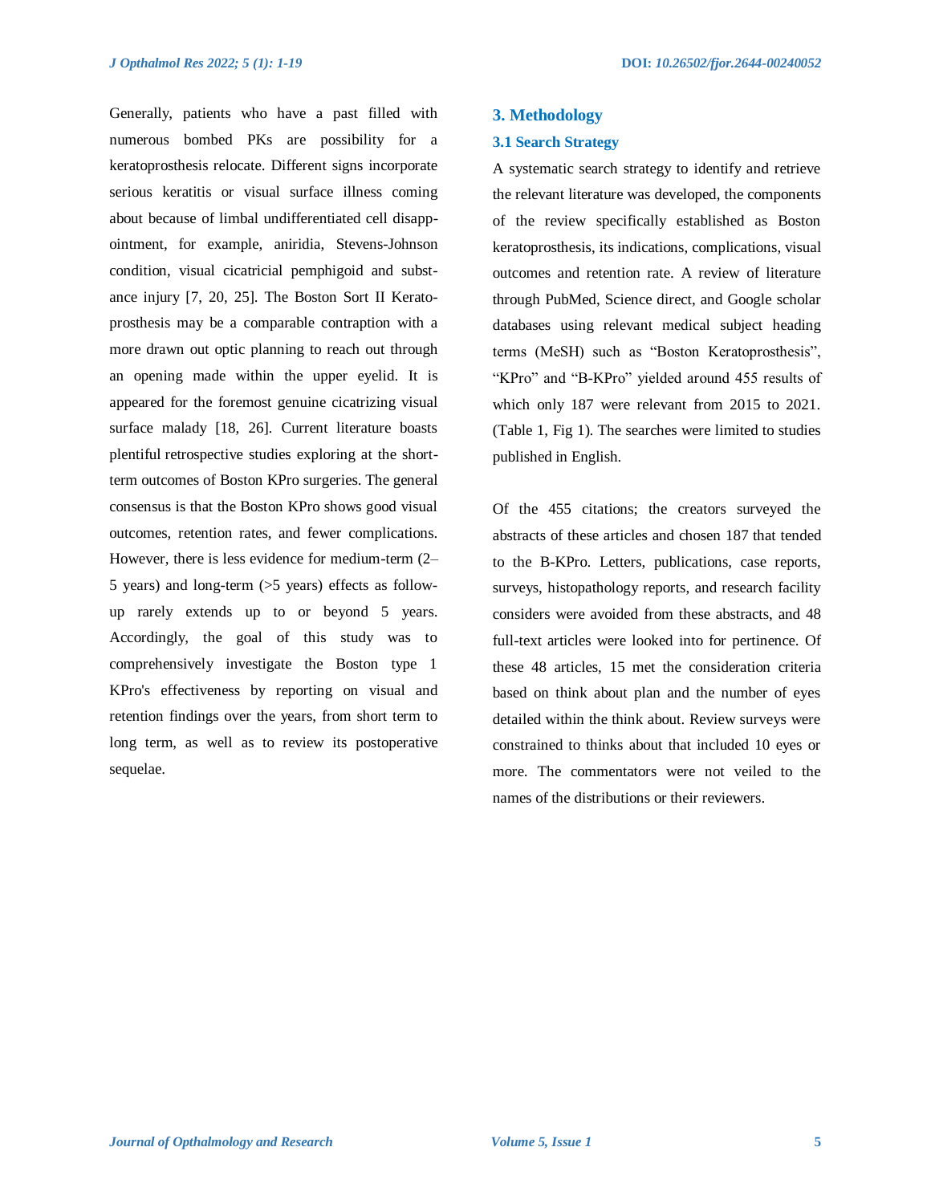Generally, patients who have a past filled with numerous bombed PKs are possibility for a keratoprosthesis relocate. Different signs incorporate serious keratitis or visual surface illness coming about because of limbal undifferentiated cell disappointment, for example, aniridia, Stevens-Johnson condition, visual cicatricial pemphigoid and substance injury [7, 20, 25]. The Boston Sort II Keratoprosthesis may be a comparable contraption with a more drawn out optic planning to reach out through an opening made within the upper eyelid. It is appeared for the foremost genuine cicatrizing visual surface malady [18, 26]. Current literature boasts plentiful retrospective studies exploring at the short-term outcomes of Boston KPro surgeries. The general consensus is that the Boston KPro shows good visual outcomes, retention rates, and fewer complications. However, there is less evidence for medium-term (2–5 years) and long-term (>5 years) effects as follow-up rarely extends up to or beyond 5 years. Accordingly, the goal of this study was to comprehensively investigate the Boston type 1 KPro's effectiveness by reporting on visual and retention findings over the years, from short term to long term, as well as to review its postoperative sequelae.

## 3. Methodology

### 3.1 Search Strategy

A systematic search strategy to identify and retrieve the relevant literature was developed, the components of the review specifically established as Boston keratoprosthesis, its indications, complications, visual outcomes and retention rate. A review of literature through PubMed, Science direct, and Google scholar databases using relevant medical subject heading terms (MeSH) such as "Boston Keratoprosthesis", "KPro" and "B-KPro" yielded around 455 results of which only 187 were relevant from 2015 to 2021. (Table 1, Fig 1). The searches were limited to studies published in English.

Of the 455 citations; the creators surveyed the abstracts of these articles and chosen 187 that tended to the B-KPro. Letters, publications, case reports, surveys, histopathology reports, and research facility considers were avoided from these abstracts, and 48 full-text articles were looked into for pertinence. Of these 48 articles, 15 met the consideration criteria based on think about plan and the number of eyes detailed within the think about. Review surveys were constrained to thinks about that included 10 eyes or more. The commentators were not veiled to the names of the distributions or their reviewers.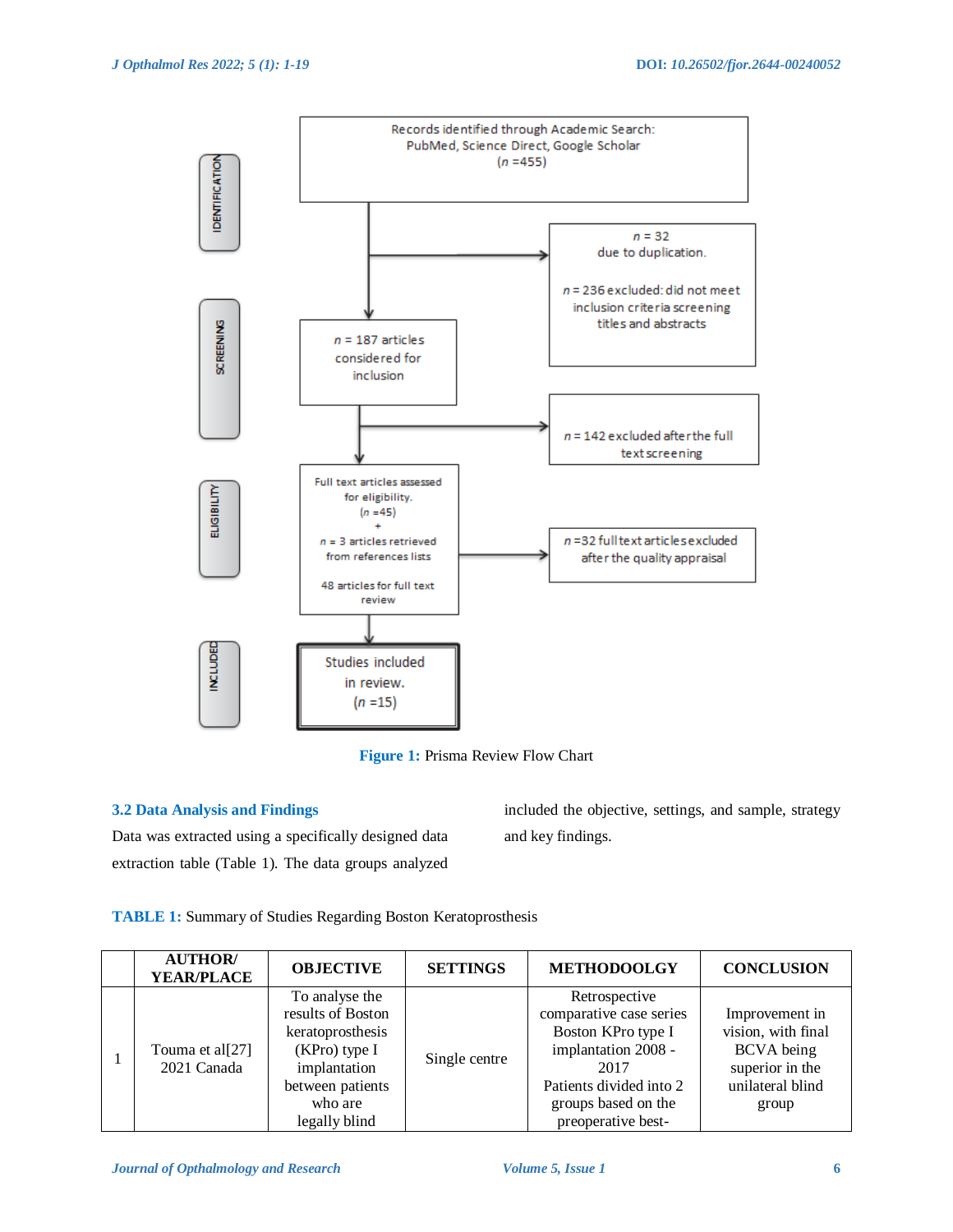| IDENTIFICATION | Records identified through Academic Search: PubMed, Science Direct, Google Scholar (*n* =455) | |
|---|---|---|
| | | *n* = 32 due to duplication. *n* = 236 excluded: did not meet inclusion criteria screening titles and abstracts |
| SCREENING | *n* = 187 articles considered for inclusion | *n* = 142 excluded after the full text screening |
| ELIGIBILITY | Full text articles assessed for eligibility. (*n* =45) + *n* = 3 articles retrieved from references lists. 48 articles for full text review | *n* =32 full text articles excluded after the quality appraisal |
| INCLUDED | Studies included in review. (*n* =15) | |

**Figure 1:** Prisma Review Flow Chart

### 3.2 Data Analysis and Findings

Data was extracted using a specifically designed data extraction table (Table 1). The data groups analyzed included the objective, settings, and sample, strategy and key findings.

**TABLE 1:** Summary of Studies Regarding Boston Keratoprosthesis

| | AUTHOR/ YEAR/PLACE | OBJECTIVE | SETTINGS | METHODOOLGY | CONCLUSION |
|---|---|---|---|---|---|
| 1 | Touma et al[27] 2021 Canada | To analyse the results of Boston keratoprosthesis (KPro) type I implantation between patients who are legally blind | Single centre | Retrospective comparative case series Boston KPro type I implantation 2008 - 2017 Patients divided into 2 groups based on the preoperative best- | Improvement in vision, with final BCVA being superior in the unilateral blind group |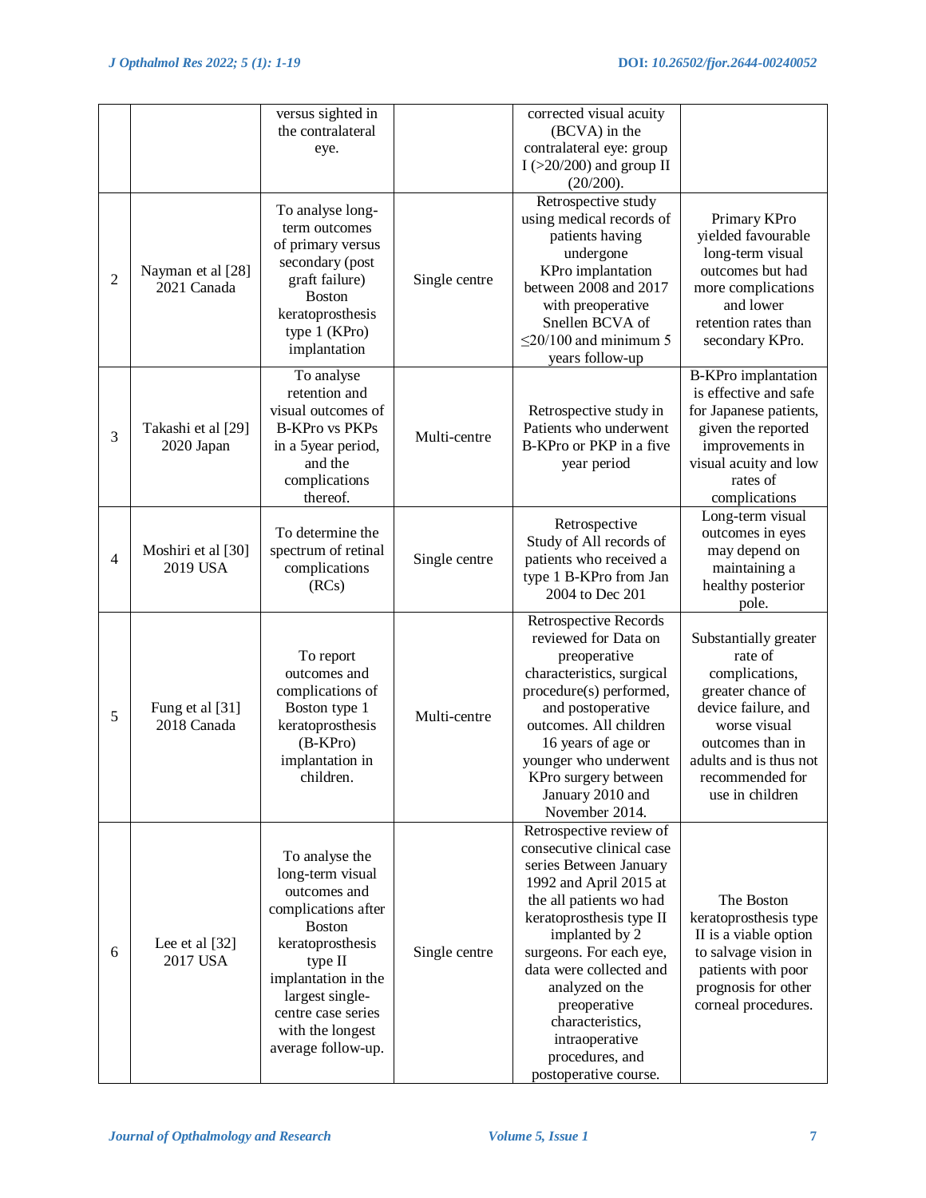| | | versus sighted in the contralateral eye. | | corrected visual acuity (BCVA) in the contralateral eye: group I (>20/200) and group II (20/200). | |
|---|---|---|---|---|---|
| 2 | Nayman et al [28] 2021 Canada | To analyse long-term outcomes of primary versus secondary (post graft failure) Boston keratoprosthesis type 1 (KPro) implantation | Single centre | Retrospective study using medical records of patients having undergone KPro implantation between 2008 and 2017 with preoperative Snellen BCVA of ≤20/100 and minimum 5 years follow-up | Primary KPro yielded favourable long-term visual outcomes but had more complications and lower retention rates than secondary KPro. |
| 3 | Takashi et al [29] 2020 Japan | To analyse retention and visual outcomes of B-KPro vs PKPs in a 5year period, and the complications thereof. | Multi-centre | Retrospective study in Patients who underwent B-KPro or PKP in a five year period | B-KPro implantation is effective and safe for Japanese patients, given the reported improvements in visual acuity and low rates of complications |
| 4 | Moshiri et al [30] 2019 USA | To determine the spectrum of retinal complications (RCs) | Single centre | Retrospective Study of All records of patients who received a type 1 B-KPro from Jan 2004 to Dec 201 | Long-term visual outcomes in eyes may depend on maintaining a healthy posterior pole. |
| 5 | Fung et al [31] 2018 Canada | To report outcomes and complications of Boston type 1 keratoprosthesis (B-KPro) implantation in children. | Multi-centre | Retrospective Records reviewed for Data on preoperative characteristics, surgical procedure(s) performed, and postoperative outcomes. All children 16 years of age or younger who underwent KPro surgery between January 2010 and November 2014. | Substantially greater rate of complications, greater chance of device failure, and worse visual outcomes than in adults and is thus not recommended for use in children |
| 6 | Lee et al [32] 2017 USA | To analyse the long-term visual outcomes and complications after Boston keratoprosthesis type II implantation in the largest single-centre case series with the longest average follow-up. | Single centre | Retrospective review of consecutive clinical case series Between January 1992 and April 2015 at the all patients wo had keratoprosthesis type II implanted by 2 surgeons. For each eye, data were collected and analyzed on the preoperative characteristics, intraoperative procedures, and postoperative course. | The Boston keratoprosthesis type II is a viable option to salvage vision in patients with poor prognosis for other corneal procedures. |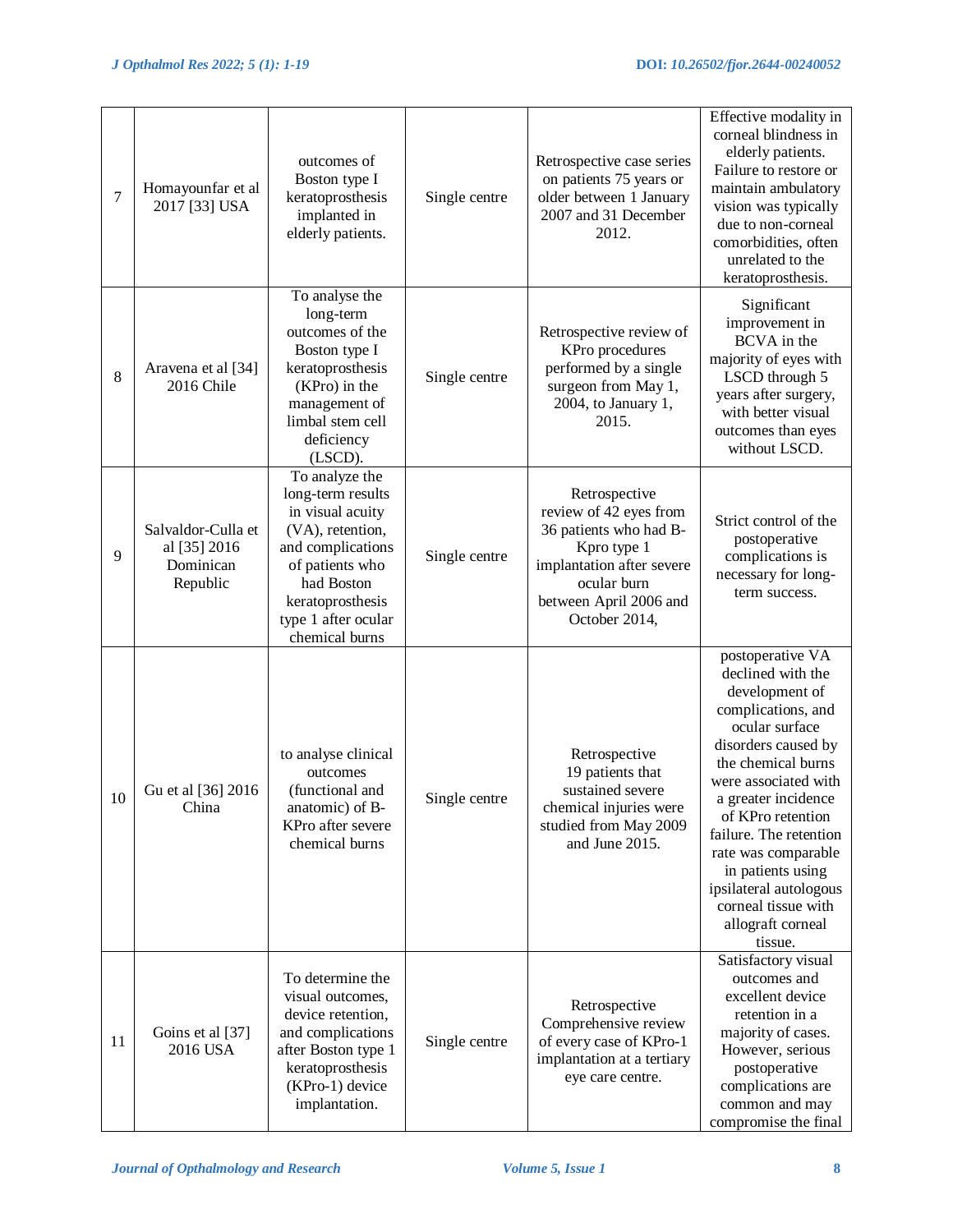| | | | | | |
|---|---|---|---|---|---|
| 7 | Homayounfar et al 2017 [33] USA | outcomes of Boston type I keratoprosthesis implanted in elderly patients. | Single centre | Retrospective case series on patients 75 years or older between 1 January 2007 and 31 December 2012. | Effective modality in corneal blindness in elderly patients. Failure to restore or maintain ambulatory vision was typically due to non-corneal comorbidities, often unrelated to the keratoprosthesis. |
| 8 | Aravena et al [34] 2016 Chile | To analyse the long-term outcomes of the Boston type I keratoprosthesis (KPro) in the management of limbal stem cell deficiency (LSCD). | Single centre | Retrospective review of KPro procedures performed by a single surgeon from May 1, 2004, to January 1, 2015. | Significant improvement in BCVA in the majority of eyes with LSCD through 5 years after surgery, with better visual outcomes than eyes without LSCD. |
| 9 | Salvaldor-Culla et al [35] 2016 Dominican Republic | To analyze the long-term results in visual acuity (VA), retention, and complications of patients who had Boston keratoprosthesis type 1 after ocular chemical burns | Single centre | Retrospective review of 42 eyes from 36 patients who had B-Kpro type 1 implantation after severe ocular burn between April 2006 and October 2014, | Strict control of the postoperative complications is necessary for long-term success. |
| 10 | Gu et al [36] 2016 China | to analyse clinical outcomes (functional and anatomic) of B-KPro after severe chemical burns | Single centre | Retrospective 19 patients that sustained severe chemical injuries were studied from May 2009 and June 2015. | postoperative VA declined with the development of complications, and ocular surface disorders caused by the chemical burns were associated with a greater incidence of KPro retention failure. The retention rate was comparable in patients using ipsilateral autologous corneal tissue with allograft corneal tissue. |
| 11 | Goins et al [37] 2016 USA | To determine the visual outcomes, device retention, and complications after Boston type 1 keratoprosthesis (KPro-1) device implantation. | Single centre | Retrospective Comprehensive review of every case of KPro-1 implantation at a tertiary eye care centre. | Satisfactory visual outcomes and excellent device retention in a majority of cases. However, serious postoperative complications are common and may compromise the final |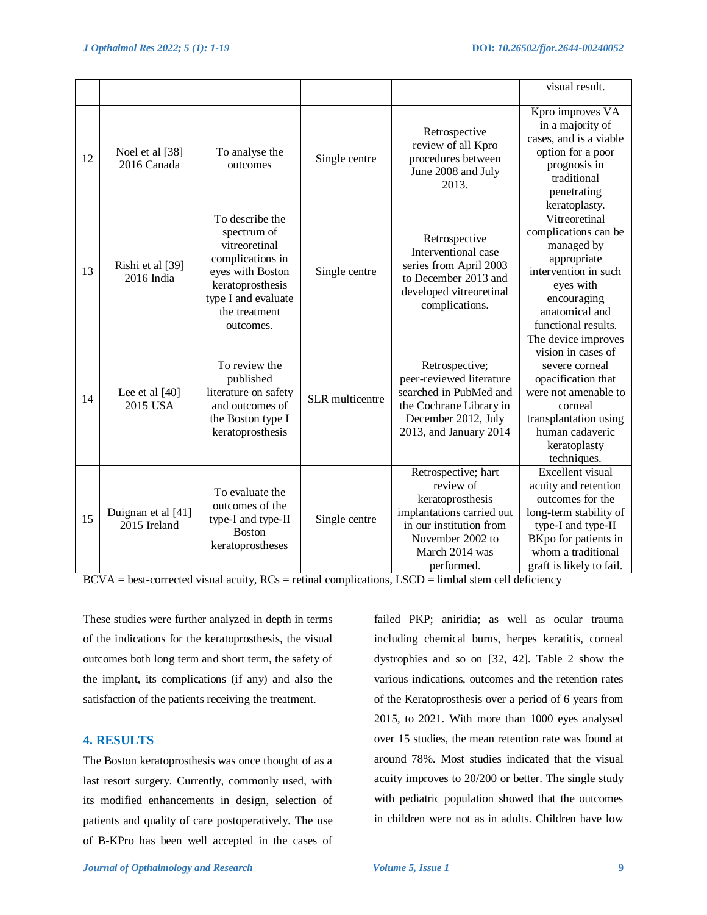| | | | | | visual result. |
|---|---|---|---|---|---|
| 12 | Noel et al [38] 2016 Canada | To analyse the outcomes | Single centre | Retrospective review of all Kpro procedures between June 2008 and July 2013. | Kpro improves VA in a majority of cases, and is a viable option for a poor prognosis in traditional penetrating keratoplasty. |
| 13 | Rishi et al [39] 2016 India | To describe the spectrum of vitreoretinal complications in eyes with Boston keratoprosthesis type I and evaluate the treatment outcomes. | Single centre | Retrospective Interventional case series from April 2003 to December 2013 and developed vitreoretinal complications. | Vitreoretinal complications can be managed by appropriate intervention in such eyes with encouraging anatomical and functional results. |
| 14 | Lee et al [40] 2015 USA | To review the published literature on safety and outcomes of the Boston type I keratoprosthesis | SLR multicentre | Retrospective; peer-reviewed literature searched in PubMed and the Cochrane Library in December 2012, July 2013, and January 2014 | The device improves vision in cases of severe corneal opacification that were not amenable to corneal transplantation using human cadaveric keratoplasty techniques. |
| 15 | Duignan et al [41] 2015 Ireland | To evaluate the outcomes of the type-I and type-II Boston keratoprostheses | Single centre | Retrospective; hart review of keratoprosthesis implantations carried out in our institution from November 2002 to March 2014 was performed. | Excellent visual acuity and retention outcomes for the long-term stability of type-I and type-II BKpo for patients in whom a traditional graft is likely to fail. |

BCVA = best-corrected visual acuity, RCs = retinal complications, LSCD = limbal stem cell deficiency

These studies were further analyzed in depth in terms of the indications for the keratoprosthesis, the visual outcomes both long term and short term, the safety of the implant, its complications (if any) and also the satisfaction of the patients receiving the treatment.

## 4. RESULTS

The Boston keratoprosthesis was once thought of as a last resort surgery. Currently, commonly used, with its modified enhancements in design, selection of patients and quality of care postoperatively. The use of B-KPro has been well accepted in the cases of failed PKP; aniridia; as well as ocular trauma including chemical burns, herpes keratitis, corneal dystrophies and so on [32, 42]. Table 2 show the various indications, outcomes and the retention rates of the Keratoprosthesis over a period of 6 years from 2015, to 2021. With more than 1000 eyes analysed over 15 studies, the mean retention rate was found at around 78%. Most studies indicated that the visual acuity improves to 20/200 or better. The single study with pediatric population showed that the outcomes in children were not as in adults. Children have low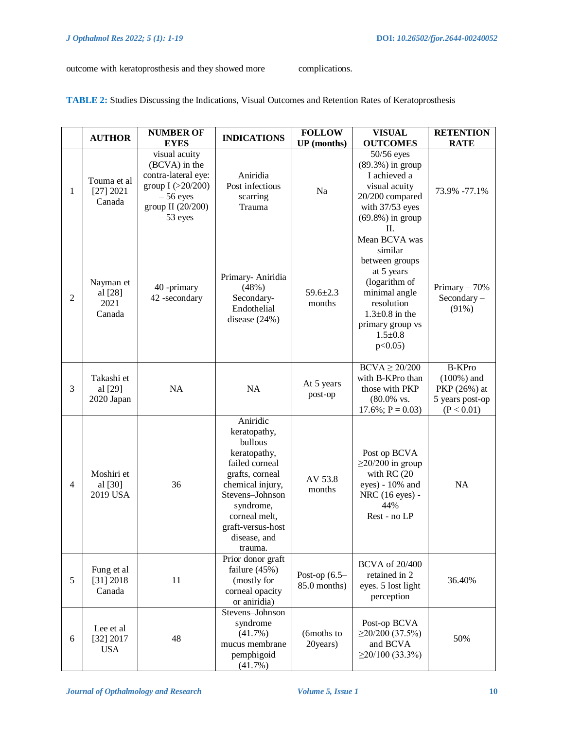outcome with keratoprosthesis and they showed more complications.

**TABLE 2:** Studies Discussing the Indications, Visual Outcomes and Retention Rates of Keratoprosthesis

| | AUTHOR | NUMBER OF EYES | INDICATIONS | FOLLOW UP (months) | VISUAL OUTCOMES | RETENTION RATE |
|---|---|---|---|---|---|---|
| 1 | Touma et al [27] 2021 Canada | visual acuity (BCVA) in the contra-lateral eye: group I (>20/200) – 56 eyes group II (20/200) – 53 eyes | Aniridia Post infectious scarring Trauma | Na | 50/56 eyes (89.3%) in group I achieved a visual acuity 20/200 compared with 37/53 eyes (69.8%) in group II. | 73.9% -77.1% |
| 2 | Nayman et al [28] 2021 Canada | 40 -primary 42 -secondary | Primary- Aniridia (48%) Secondary- Endothelial disease (24%) | 59.6±2.3 months | Mean BCVA was similar between groups at 5 years (logarithm of minimal angle resolution 1.3±0.8 in the primary group vs 1.5±0.8 $p<0.05$) | Primary – 70% Secondary – (91%) |
| 3 | Takashi et al [29] 2020 Japan | NA | NA | At 5 years post-op | BCVA ≥ 20/200 with B-KPro than those with PKP (80.0% vs. 17.6%; $P = 0.03$) | B-KPro (100%) and PKP (26%) at 5 years post-op ($P < 0.01$) |
| 4 | Moshiri et al [30] 2019 USA | 36 | Aniridic keratopathy, bullous keratopathy, failed corneal grafts, corneal chemical injury, Stevens–Johnson syndrome, corneal melt, graft-versus-host disease, and trauma. | AV 53.8 months | Post op BCVA ≥20/200 in group with RC (20 eyes) - 10% and NRC (16 eyes) - 44% Rest - no LP | NA |
| 5 | Fung et al [31] 2018 Canada | 11 | Prior donor graft failure (45%) (mostly for corneal opacity or aniridia) | Post-op (6.5–85.0 months) | BCVA of 20/400 retained in 2 eyes. 5 lost light perception | 36.40% |
| 6 | Lee et al [32] 2017 USA | 48 | Stevens–Johnson syndrome (41.7%) mucus membrane pemphigoid (41.7%) | (6moths to 20years) | Post-op BCVA ≥20/200 (37.5%) and BCVA ≥20/100 (33.3%) | 50% |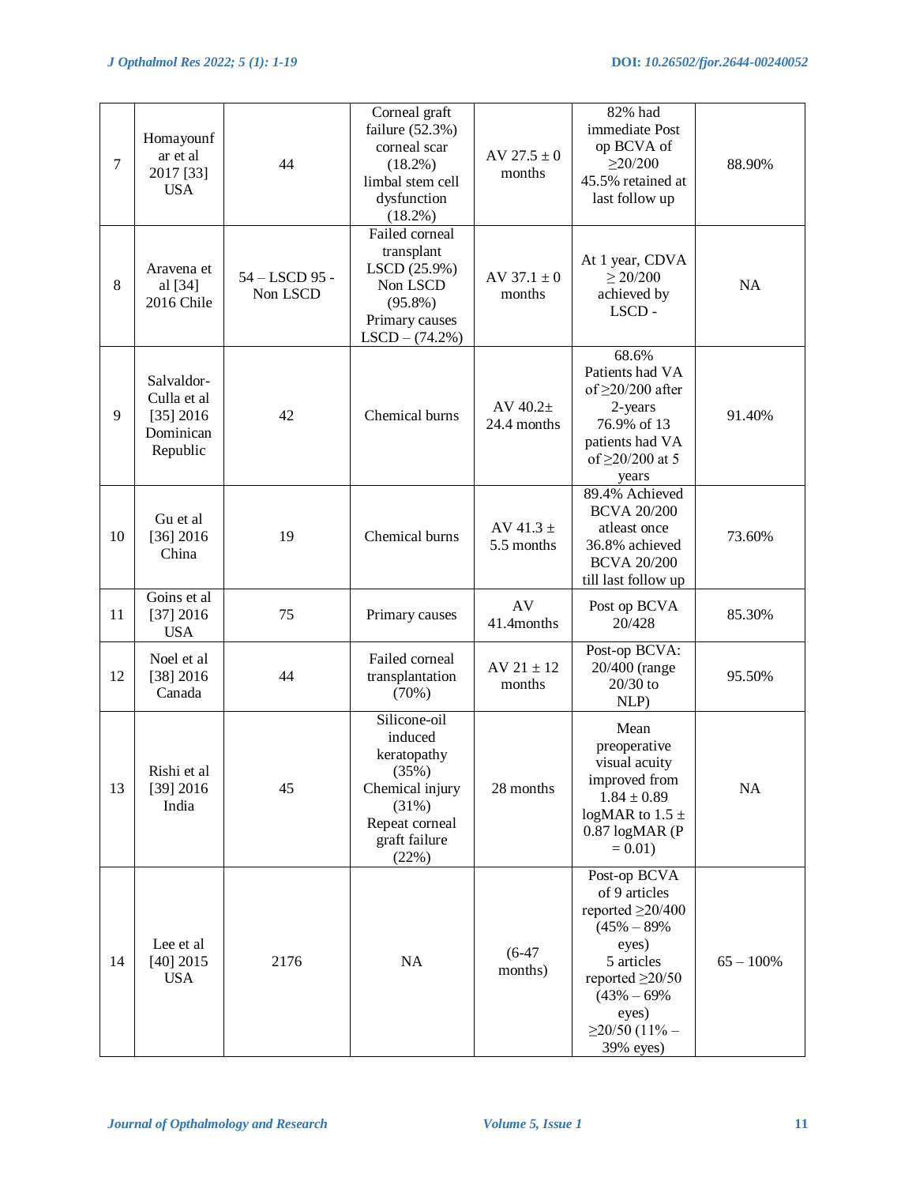| | | | | | | |
|---|---|---|---|---|---|---|
| 7 | Homayounfar et al 2017 [33] USA | 44 | Corneal graft failure (52.3%) corneal scar (18.2%) limbal stem cell dysfunction (18.2%) | AV 27.5 ± 0 months | 82% had immediate Post op BCVA of ≥20/200 45.5% retained at last follow up | 88.90% |
| 8 | Aravena et al [34] 2016 Chile | 54 – LSCD 95 - Non LSCD | Failed corneal transplant LSCD (25.9%) Non LSCD (95.8%) Primary causes LSCD – (74.2%) | AV 37.1 ± 0 months | At 1 year, CDVA ≥ 20/200 achieved by LSCD - | NA |
| 9 | Salvaldor-Culla et al [35] 2016 Dominican Republic | 42 | Chemical burns | AV 40.2± 24.4 months | 68.6% Patients had VA of ≥20/200 after 2-years 76.9% of 13 patients had VA of ≥20/200 at 5 years | 91.40% |
| 10 | Gu et al [36] 2016 China | 19 | Chemical burns | AV 41.3 ± 5.5 months | 89.4% Achieved BCVA 20/200 atleast once 36.8% achieved BCVA 20/200 till last follow up | 73.60% |
| 11 | Goins et al [37] 2016 USA | 75 | Primary causes | AV 41.4months | Post op BCVA 20/428 | 85.30% |
| 12 | Noel et al [38] 2016 Canada | 44 | Failed corneal transplantation (70%) | AV 21 ± 12 months | Post-op BCVA: 20/400 (range 20/30 to NLP) | 95.50% |
| 13 | Rishi et al [39] 2016 India | 45 | Silicone-oil induced keratopathy (35%) Chemical injury (31%) Repeat corneal graft failure (22%) | 28 months | Mean preoperative visual acuity improved from 1.84 ± 0.89 logMAR to 1.5 ± 0.87 logMAR (P = 0.01) | NA |
| 14 | Lee et al [40] 2015 USA | 2176 | NA | (6-47 months) | Post-op BCVA of 9 articles reported ≥20/400 (45% – 89% eyes) 5 articles reported ≥20/50 (43% – 69% eyes) ≥20/50 (11% – 39% eyes) | 65 – 100% |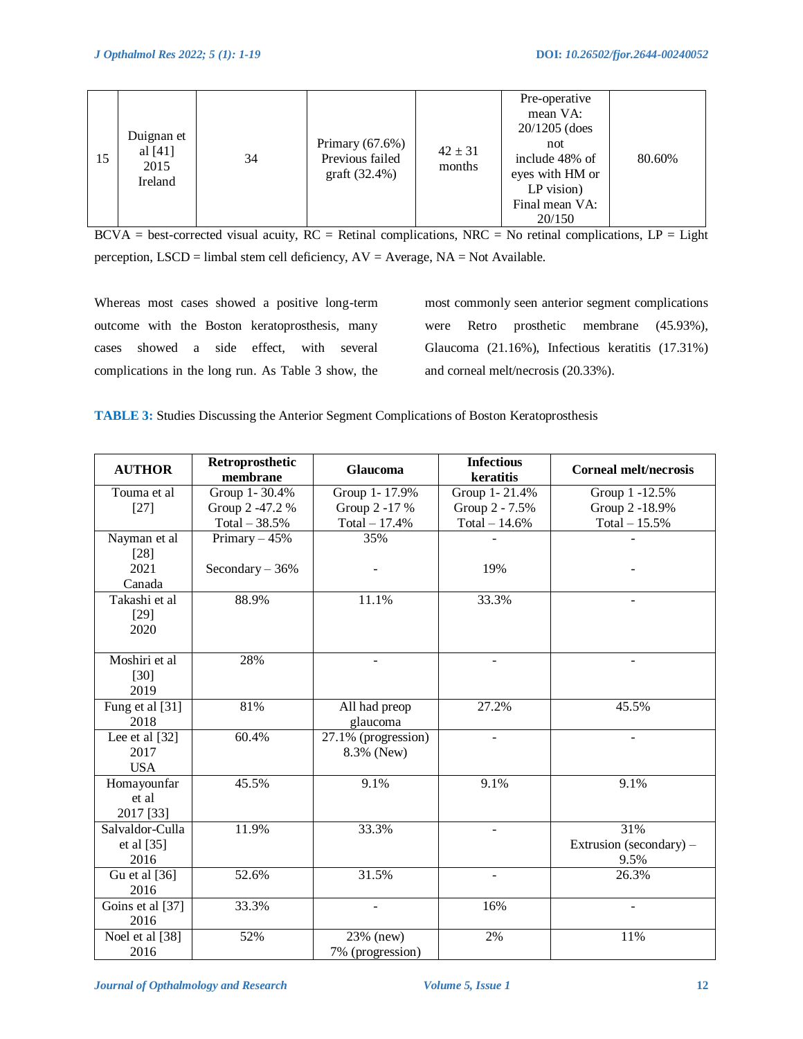| 15 | Duignan et al [41] 2015 Ireland | 34 | Primary (67.6%) Previous failed graft (32.4%) | 42 ± 31 months | Pre-operative mean VA: 20/1205 (does not include 48% of eyes with HM or LP vision) Final mean VA: 20/150 | 80.60% |
|---|---|---|---|---|---|---|

BCVA = best-corrected visual acuity, RC = Retinal complications, NRC = No retinal complications, LP = Light perception, LSCD = limbal stem cell deficiency, AV = Average, NA = Not Available.

Whereas most cases showed a positive long-term outcome with the Boston keratoprosthesis, many cases showed a side effect, with several complications in the long run. As Table 3 show, the most commonly seen anterior segment complications were Retro prosthetic membrane (45.93%), Glaucoma (21.16%), Infectious keratitis (17.31%) and corneal melt/necrosis (20.33%).

**TABLE 3:** Studies Discussing the Anterior Segment Complications of Boston Keratoprosthesis

| AUTHOR | Retroprosthetic membrane | Glaucoma | Infectious keratitis | Corneal melt/necrosis |
|---|---|---|---|---|
| Touma et al [27] | Group 1- 30.4% Group 2 -47.2 % Total – 38.5% | Group 1- 17.9% Group 2 -17 % Total – 17.4% | Group 1- 21.4% Group 2 - 7.5% Total – 14.6% | Group 1 -12.5% Group 2 -18.9% Total – 15.5% |
| Nayman et al [28] 2021 Canada | Primary – 45% Secondary – 36% | 35% - | - 19% | - - |
| Takashi et al [29] 2020 | 88.9% | 11.1% | 33.3% | - |
| Moshiri et al [30] 2019 | 28% | - | - | - |
| Fung et al [31] 2018 | 81% | All had preop glaucoma | 27.2% | 45.5% |
| Lee et al [32] 2017 USA | 60.4% | 27.1% (progression) 8.3% (New) | - | - |
| Homayounfar et al 2017 [33] | 45.5% | 9.1% | 9.1% | 9.1% |
| Salvaldor-Culla et al [35] 2016 | 11.9% | 33.3% | - | 31% Extrusion (secondary) – 9.5% |
| Gu et al [36] 2016 | 52.6% | 31.5% | - | 26.3% |
| Goins et al [37] 2016 | 33.3% | - | 16% | - |
| Noel et al [38] 2016 | 52% | 23% (new) 7% (progression) | 2% | 11% |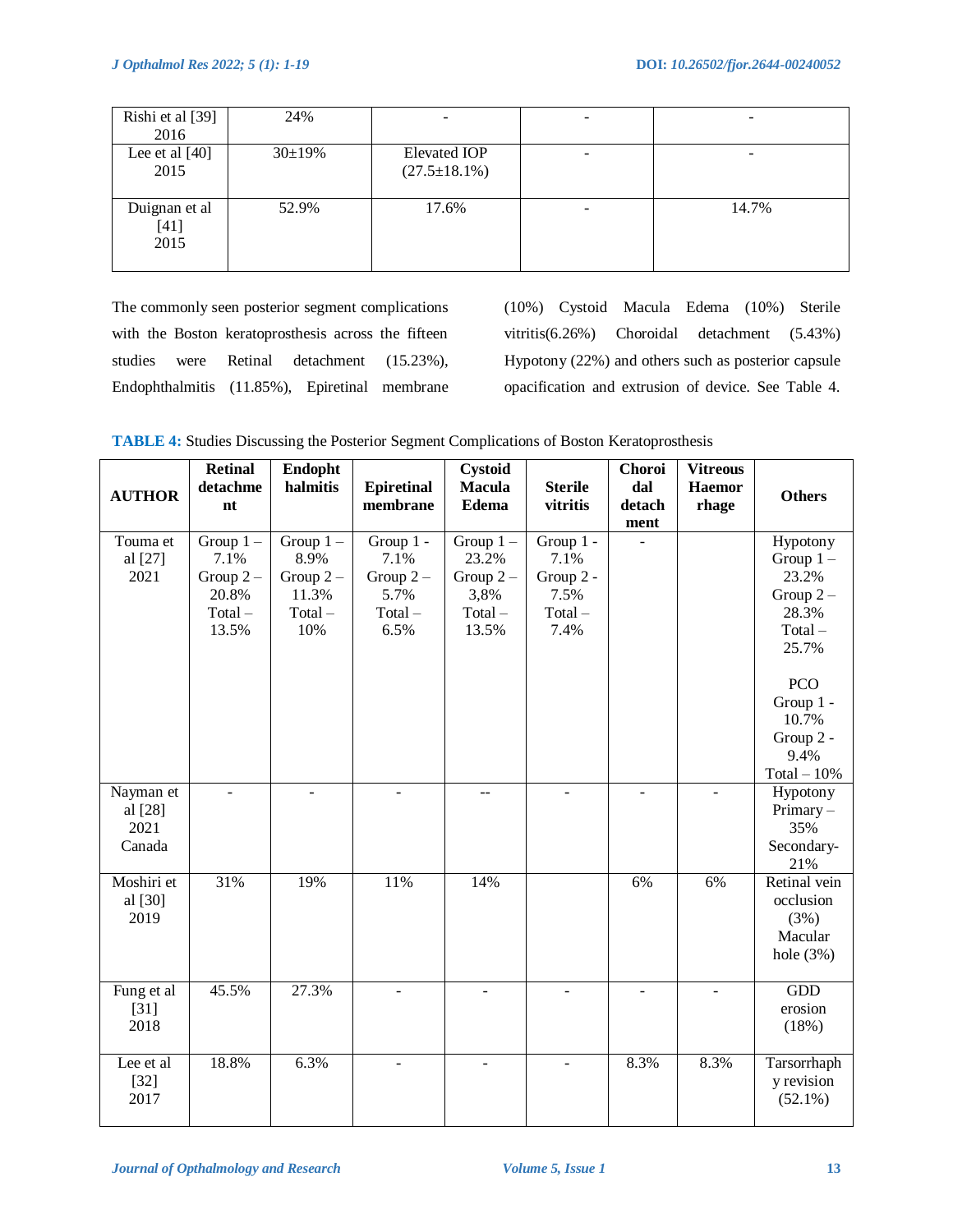| Rishi et al [39] 2016 | 24% | - | - | - |
|---|---|---|---|---|
| Lee et al [40] 2015 | 30±19% | Elevated IOP (27.5±18.1%) | - | - |
| Duignan et al [41] 2015 | 52.9% | 17.6% | - | 14.7% |

The commonly seen posterior segment complications with the Boston keratoprosthesis across the fifteen studies were Retinal detachment (15.23%), Endophthalmitis (11.85%), Epiretinal membrane (10%) Cystoid Macula Edema (10%) Sterile vitritis(6.26%) Choroidal detachment (5.43%) Hypotony (22%) and others such as posterior capsule opacification and extrusion of device. See Table 4.

**TABLE 4:** Studies Discussing the Posterior Segment Complications of Boston Keratoprosthesis

| AUTHOR | Retinal detachment | Endophthalmitis | Epiretinal membrane | Cystoid Macula Edema | Sterile vitritis | Choroidal detachment | Vitreous Haemorrhage | Others |
|---|---|---|---|---|---|---|---|---|
| Touma et al [27] 2021 | Group 1 – 7.1% Group 2 – 20.8% Total – 13.5% | Group 1 – 8.9% Group 2 – 11.3% Total – 10% | Group 1 - 7.1% Group 2 – 5.7% Total – 6.5% | Group 1 – 23.2% Group 2 – 3,8% Total – 13.5% | Group 1 - 7.1% Group 2 - 7.5% Total – 7.4% | - | | Hypotony Group 1 – 23.2% Group 2 – 28.3% Total – 25.7% PCO Group 1 - 10.7% Group 2 - 9.4% Total – 10% |
| Nayman et al [28] 2021 Canada | - | - | - | -- | - | - | - | Hypotony Primary – 35% Secondary- 21% |
| Moshiri et al [30] 2019 | 31% | 19% | 11% | 14% | | 6% | 6% | Retinal vein occlusion (3%) Macular hole (3%) |
| Fung et al [31] 2018 | 45.5% | 27.3% | - | - | - | - | - | GDD erosion (18%) |
| Lee et al [32] 2017 | 18.8% | 6.3% | - | - | - | 8.3% | 8.3% | Tarsorrhaphy revision (52.1%) |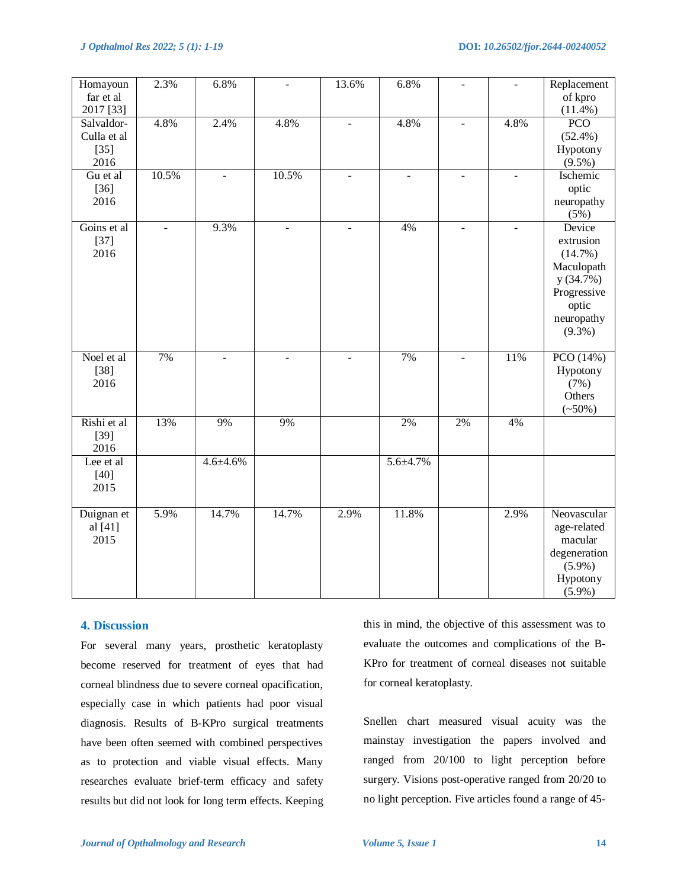| Homayoun far et al 2017 [33] | 2.3% | 6.8% | - | 13.6% | 6.8% | - | - | Replacement of kpro (11.4%) |
|---|---|---|---|---|---|---|---|---|
| Salvaldor-Culla et al [35] 2016 | 4.8% | 2.4% | 4.8% | - | 4.8% | - | 4.8% | PCO (52.4%) Hypotony (9.5%) |
| Gu et al [36] 2016 | 10.5% | - | 10.5% | - | - | - | - | Ischemic optic neuropathy (5%) |
| Goins et al [37] 2016 | - | 9.3% | - | - | 4% | - | - | Device extrusion (14.7%) Maculopath y (34.7%) Progressive optic neuropathy (9.3%) |
| Noel et al [38] 2016 | 7% | - | - | - | 7% | - | 11% | PCO (14%) Hypotony (7%) Others (~50%) |
| Rishi et al [39] 2016 | 13% | 9% | 9% | | 2% | 2% | 4% | |
| Lee et al [40] 2015 | | 4.6±4.6% | | | 5.6±4.7% | | | |
| Duignan et al [41] 2015 | 5.9% | 14.7% | 14.7% | 2.9% | 11.8% | | 2.9% | Neovascular age-related macular degeneration (5.9%) Hypotony (5.9%) |

## 4. Discussion

For several many years, prosthetic keratoplasty become reserved for treatment of eyes that had corneal blindness due to severe corneal opacification, especially case in which patients had poor visual diagnosis. Results of B-KPro surgical treatments have been often seemed with combined perspectives as to protection and viable visual effects. Many researches evaluate brief-term efficacy and safety results but did not look for long term effects. Keeping this in mind, the objective of this assessment was to evaluate the outcomes and complications of the B-KPro for treatment of corneal diseases not suitable for corneal keratoplasty.

Snellen chart measured visual acuity was the mainstay investigation the papers involved and ranged from 20/100 to light perception before surgery. Visions post-operative ranged from 20/20 to no light perception. Five articles found a range of 45-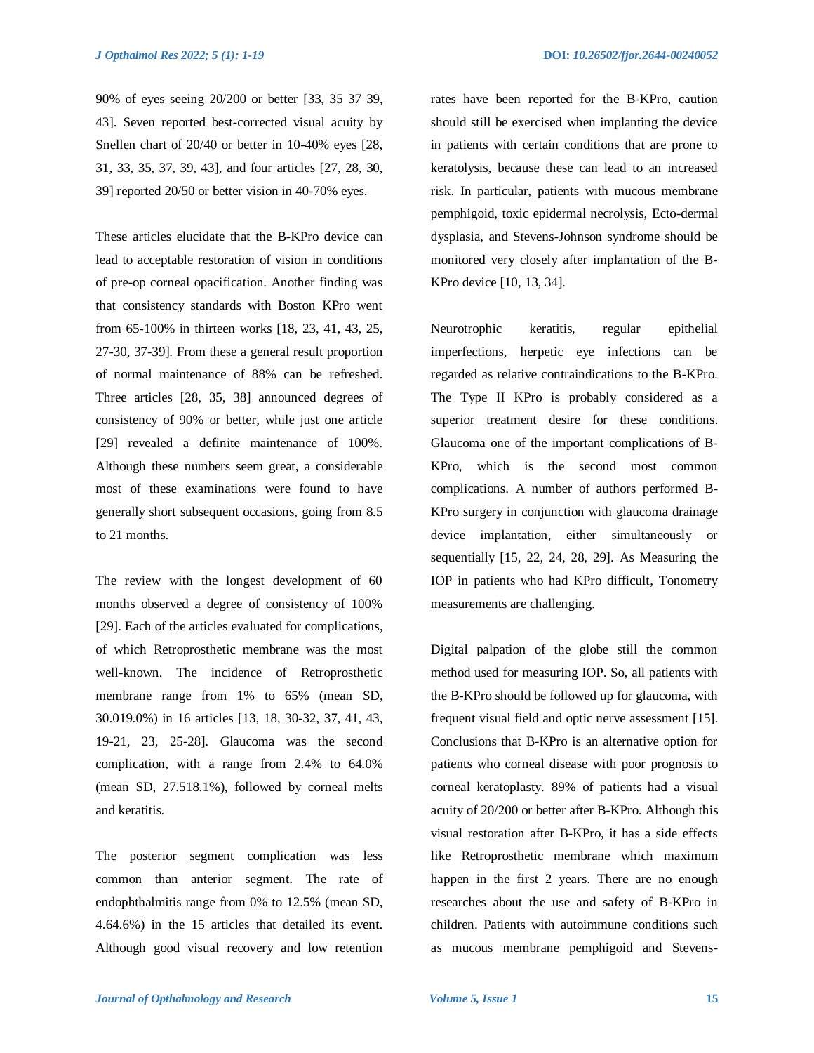90% of eyes seeing 20/200 or better [33, 35 37 39, 43]. Seven reported best-corrected visual acuity by Snellen chart of 20/40 or better in 10-40% eyes [28, 31, 33, 35, 37, 39, 43], and four articles [27, 28, 30, 39] reported 20/50 or better vision in 40-70% eyes.

These articles elucidate that the B-KPro device can lead to acceptable restoration of vision in conditions of pre-op corneal opacification. Another finding was that consistency standards with Boston KPro went from 65-100% in thirteen works [18, 23, 41, 43, 25, 27-30, 37-39]. From these a general result proportion of normal maintenance of 88% can be refreshed. Three articles [28, 35, 38] announced degrees of consistency of 90% or better, while just one article [29] revealed a definite maintenance of 100%. Although these numbers seem great, a considerable most of these examinations were found to have generally short subsequent occasions, going from 8.5 to 21 months.

The review with the longest development of 60 months observed a degree of consistency of 100% [29]. Each of the articles evaluated for complications, of which Retroprosthetic membrane was the most well-known. The incidence of Retroprosthetic membrane range from 1% to 65% (mean SD, 30.019.0%) in 16 articles [13, 18, 30-32, 37, 41, 43, 19-21, 23, 25-28]. Glaucoma was the second complication, with a range from 2.4% to 64.0% (mean SD, 27.518.1%), followed by corneal melts and keratitis.

The posterior segment complication was less common than anterior segment. The rate of endophthalmitis range from 0% to 12.5% (mean SD, 4.64.6%) in the 15 articles that detailed its event. Although good visual recovery and low retention rates have been reported for the B-KPro, caution should still be exercised when implanting the device in patients with certain conditions that are prone to keratolysis, because these can lead to an increased risk. In particular, patients with mucous membrane pemphigoid, toxic epidermal necrolysis, Ecto-dermal dysplasia, and Stevens-Johnson syndrome should be monitored very closely after implantation of the B-KPro device [10, 13, 34].

Neurotrophic keratitis, regular epithelial imperfections, herpetic eye infections can be regarded as relative contraindications to the B-KPro. The Type II KPro is probably considered as a superior treatment desire for these conditions. Glaucoma one of the important complications of B-KPro, which is the second most common complications. A number of authors performed B-KPro surgery in conjunction with glaucoma drainage device implantation, either simultaneously or sequentially [15, 22, 24, 28, 29]. As Measuring the IOP in patients who had KPro difficult, Tonometry measurements are challenging.

Digital palpation of the globe still the common method used for measuring IOP. So, all patients with the B-KPro should be followed up for glaucoma, with frequent visual field and optic nerve assessment [15]. Conclusions that B-KPro is an alternative option for patients who corneal disease with poor prognosis to corneal keratoplasty. 89% of patients had a visual acuity of 20/200 or better after B-KPro. Although this visual restoration after B-KPro, it has a side effects like Retroprosthetic membrane which maximum happen in the first 2 years. There are no enough researches about the use and safety of B-KPro in children. Patients with autoimmune conditions such as mucous membrane pemphigoid and Stevens-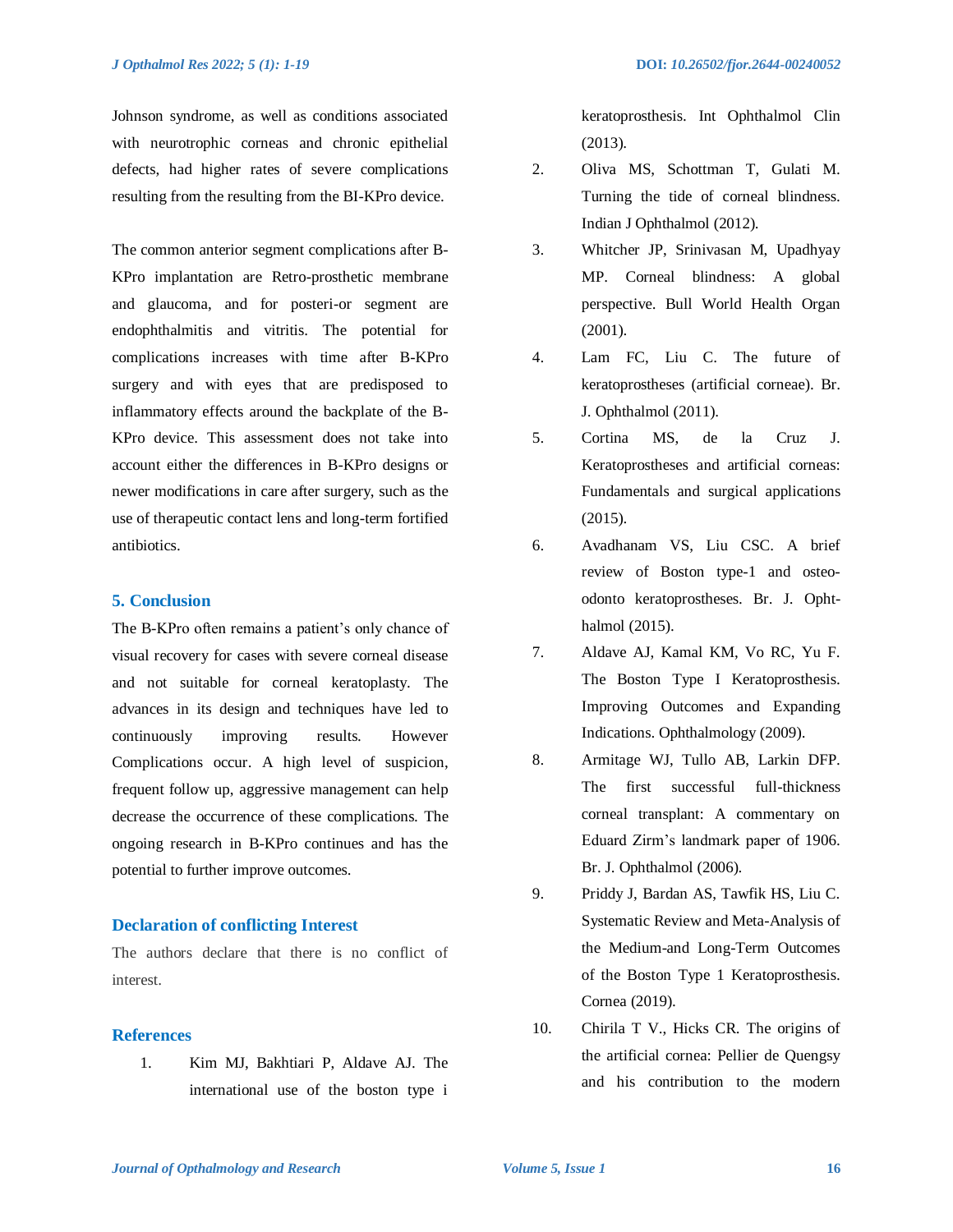Johnson syndrome, as well as conditions associated with neurotrophic corneas and chronic epithelial defects, had higher rates of severe complications resulting from the resulting from the BI-KPro device.

The common anterior segment complications after B-KPro implantation are Retro-prosthetic membrane and glaucoma, and for posteri-or segment are endophthalmitis and vitritis. The potential for complications increases with time after B-KPro surgery and with eyes that are predisposed to inflammatory effects around the backplate of the B-KPro device. This assessment does not take into account either the differences in B-KPro designs or newer modifications in care after surgery, such as the use of therapeutic contact lens and long-term fortified antibiotics.

## 5. Conclusion

The B-KPro often remains a patient's only chance of visual recovery for cases with severe corneal disease and not suitable for corneal keratoplasty. The advances in its design and techniques have led to continuously improving results. However Complications occur. A high level of suspicion, frequent follow up, aggressive management can help decrease the occurrence of these complications. The ongoing research in B-KPro continues and has the potential to further improve outcomes.

## Declaration of conflicting Interest

The authors declare that there is no conflict of interest.

## References

1. Kim MJ, Bakhtiari P, Aldave AJ. The international use of the boston type i keratoprosthesis. Int Ophthalmol Clin (2013).
2. Oliva MS, Schottman T, Gulati M. Turning the tide of corneal blindness. Indian J Ophthalmol (2012).
3. Whitcher JP, Srinivasan M, Upadhyay MP. Corneal blindness: A global perspective. Bull World Health Organ (2001).
4. Lam FC, Liu C. The future of keratoprostheses (artificial corneae). Br. J. Ophthalmol (2011).
5. Cortina MS, de la Cruz J. Keratoprostheses and artificial corneas: Fundamentals and surgical applications (2015).
6. Avadhanam VS, Liu CSC. A brief review of Boston type-1 and osteo-odonto keratoprostheses. Br. J. Ophthalmol (2015).
7. Aldave AJ, Kamal KM, Vo RC, Yu F. The Boston Type I Keratoprosthesis. Improving Outcomes and Expanding Indications. Ophthalmology (2009).
8. Armitage WJ, Tullo AB, Larkin DFP. The first successful full-thickness corneal transplant: A commentary on Eduard Zirm's landmark paper of 1906. Br. J. Ophthalmol (2006).
9. Priddy J, Bardan AS, Tawfik HS, Liu C. Systematic Review and Meta-Analysis of the Medium-and Long-Term Outcomes of the Boston Type 1 Keratoprosthesis. Cornea (2019).
10. Chirila T V., Hicks CR. The origins of the artificial cornea: Pellier de Quengsy and his contribution to the modern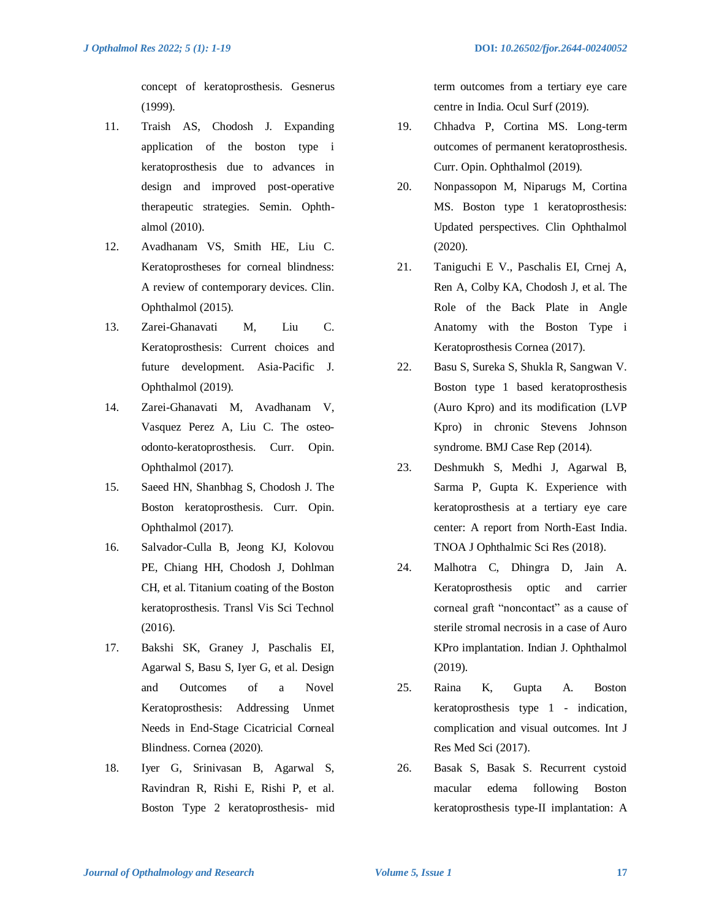concept of keratoprosthesis. Gesnerus (1999).

11. Traish AS, Chodosh J. Expanding application of the boston type i keratoprosthesis due to advances in design and improved post-operative therapeutic strategies. Semin. Ophthalmol (2010).
12. Avadhanam VS, Smith HE, Liu C. Keratoprostheses for corneal blindness: A review of contemporary devices. Clin. Ophthalmol (2015).
13. Zarei-Ghanavati M, Liu C. Keratoprosthesis: Current choices and future development. Asia-Pacific J. Ophthalmol (2019).
14. Zarei-Ghanavati M, Avadhanam V, Vasquez Perez A, Liu C. The osteo-odonto-keratoprosthesis. Curr. Opin. Ophthalmol (2017).
15. Saeed HN, Shanbhag S, Chodosh J. The Boston keratoprosthesis. Curr. Opin. Ophthalmol (2017).
16. Salvador-Culla B, Jeong KJ, Kolovou PE, Chiang HH, Chodosh J, Dohlman CH, et al. Titanium coating of the Boston keratoprosthesis. Transl Vis Sci Technol (2016).
17. Bakshi SK, Graney J, Paschalis EI, Agarwal S, Basu S, Iyer G, et al. Design and Outcomes of a Novel Keratoprosthesis: Addressing Unmet Needs in End-Stage Cicatricial Corneal Blindness. Cornea (2020).
18. Iyer G, Srinivasan B, Agarwal S, Ravindran R, Rishi E, Rishi P, et al. Boston Type 2 keratoprosthesis- mid term outcomes from a tertiary eye care centre in India. Ocul Surf (2019).
19. Chhadva P, Cortina MS. Long-term outcomes of permanent keratoprosthesis. Curr. Opin. Ophthalmol (2019).
20. Nonpassopon M, Niparugs M, Cortina MS. Boston type 1 keratoprosthesis: Updated perspectives. Clin Ophthalmol (2020).
21. Taniguchi E V., Paschalis EI, Crnej A, Ren A, Colby KA, Chodosh J, et al. The Role of the Back Plate in Angle Anatomy with the Boston Type i Keratoprosthesis Cornea (2017).
22. Basu S, Sureka S, Shukla R, Sangwan V. Boston type 1 based keratoprosthesis (Auro Kpro) and its modification (LVP Kpro) in chronic Stevens Johnson syndrome. BMJ Case Rep (2014).
23. Deshmukh S, Medhi J, Agarwal B, Sarma P, Gupta K. Experience with keratoprosthesis at a tertiary eye care center: A report from North-East India. TNOA J Ophthalmic Sci Res (2018).
24. Malhotra C, Dhingra D, Jain A. Keratoprosthesis optic and carrier corneal graft "noncontact" as a cause of sterile stromal necrosis in a case of Auro KPro implantation. Indian J. Ophthalmol (2019).
25. Raina K, Gupta A. Boston keratoprosthesis type 1 - indication, complication and visual outcomes. Int J Res Med Sci (2017).
26. Basak S, Basak S. Recurrent cystoid macular edema following Boston keratoprosthesis type-II implantation: A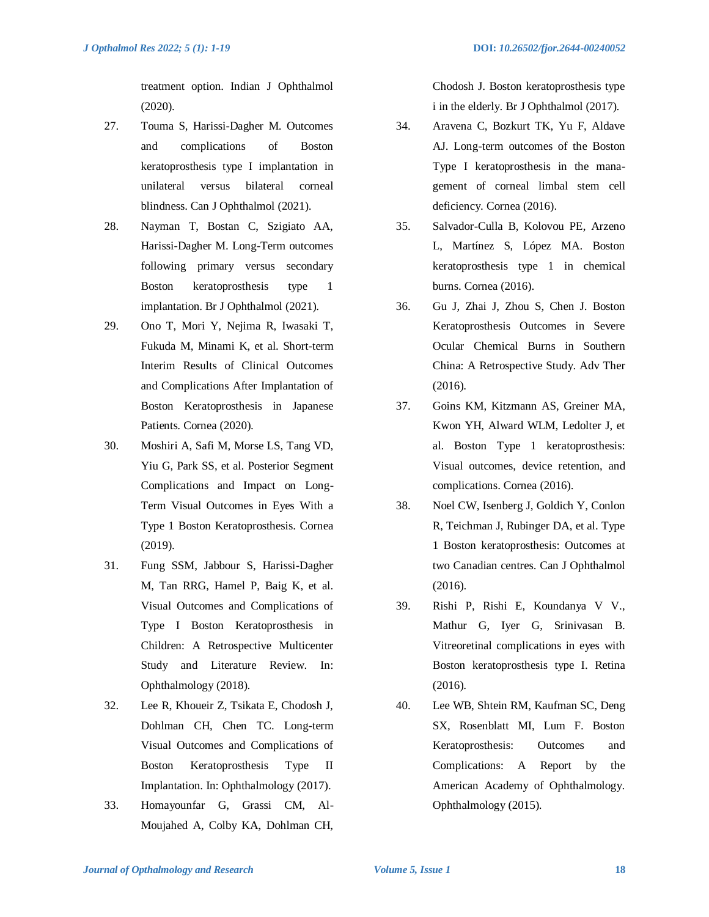treatment option. Indian J Ophthalmol (2020).

27. Touma S, Harissi-Dagher M. Outcomes and complications of Boston keratoprosthesis type I implantation in unilateral versus bilateral corneal blindness. Can J Ophthalmol (2021).

28. Nayman T, Bostan C, Szigiato AA, Harissi-Dagher M. Long-Term outcomes following primary versus secondary Boston keratoprosthesis type 1 implantation. Br J Ophthalmol (2021).

29. Ono T, Mori Y, Nejima R, Iwasaki T, Fukuda M, Minami K, et al. Short-term Interim Results of Clinical Outcomes and Complications After Implantation of Boston Keratoprosthesis in Japanese Patients. Cornea (2020).

30. Moshiri A, Safi M, Morse LS, Tang VD, Yiu G, Park SS, et al. Posterior Segment Complications and Impact on Long-Term Visual Outcomes in Eyes With a Type 1 Boston Keratoprosthesis. Cornea (2019).

31. Fung SSM, Jabbour S, Harissi-Dagher M, Tan RRG, Hamel P, Baig K, et al. Visual Outcomes and Complications of Type I Boston Keratoprosthesis in Children: A Retrospective Multicenter Study and Literature Review. In: Ophthalmology (2018).

32. Lee R, Khoueir Z, Tsikata E, Chodosh J, Dohlman CH, Chen TC. Long-term Visual Outcomes and Complications of Boston Keratoprosthesis Type II Implantation. In: Ophthalmology (2017).

33. Homayounfar G, Grassi CM, Al-Moujahed A, Colby KA, Dohlman CH, Chodosh J. Boston keratoprosthesis type i in the elderly. Br J Ophthalmol (2017).

34. Aravena C, Bozkurt TK, Yu F, Aldave AJ. Long-term outcomes of the Boston Type I keratoprosthesis in the management of corneal limbal stem cell deficiency. Cornea (2016).

35. Salvador-Culla B, Kolovou PE, Arzeno L, Martínez S, López MA. Boston keratoprosthesis type 1 in chemical burns. Cornea (2016).

36. Gu J, Zhai J, Zhou S, Chen J. Boston Keratoprosthesis Outcomes in Severe Ocular Chemical Burns in Southern China: A Retrospective Study. Adv Ther (2016).

37. Goins KM, Kitzmann AS, Greiner MA, Kwon YH, Alward WLM, Ledolter J, et al. Boston Type 1 keratoprosthesis: Visual outcomes, device retention, and complications. Cornea (2016).

38. Noel CW, Isenberg J, Goldich Y, Conlon R, Teichman J, Rubinger DA, et al. Type 1 Boston keratoprosthesis: Outcomes at two Canadian centres. Can J Ophthalmol (2016).

39. Rishi P, Rishi E, Koundanya V V., Mathur G, Iyer G, Srinivasan B. Vitreoretinal complications in eyes with Boston keratoprosthesis type I. Retina (2016).

40. Lee WB, Shtein RM, Kaufman SC, Deng SX, Rosenblatt MI, Lum F. Boston Keratoprosthesis: Outcomes and Complications: A Report by the American Academy of Ophthalmology. Ophthalmology (2015).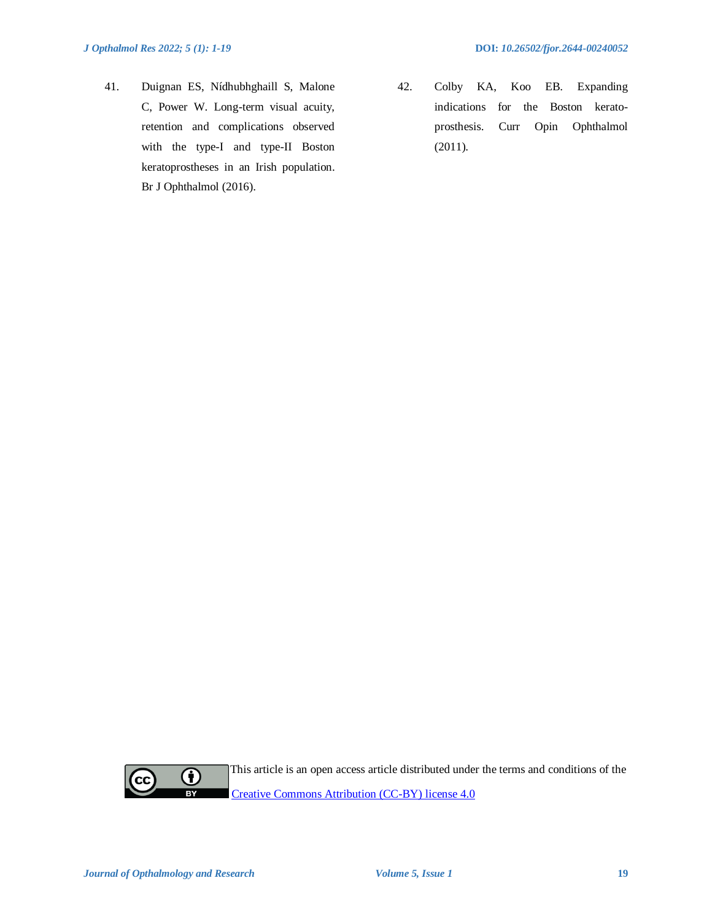41. Duignan ES, Nídhubhghaill S, Malone C, Power W. Long-term visual acuity, retention and complications observed with the type-I and type-II Boston keratoprostheses in an Irish population. Br J Ophthalmol (2016).

42. Colby KA, Koo EB. Expanding indications for the Boston keratoprosthesis. Curr Opin Ophthalmol (2011).

This article is an open access article distributed under the terms and conditions of the Creative Commons Attribution (CC-BY) license 4.0